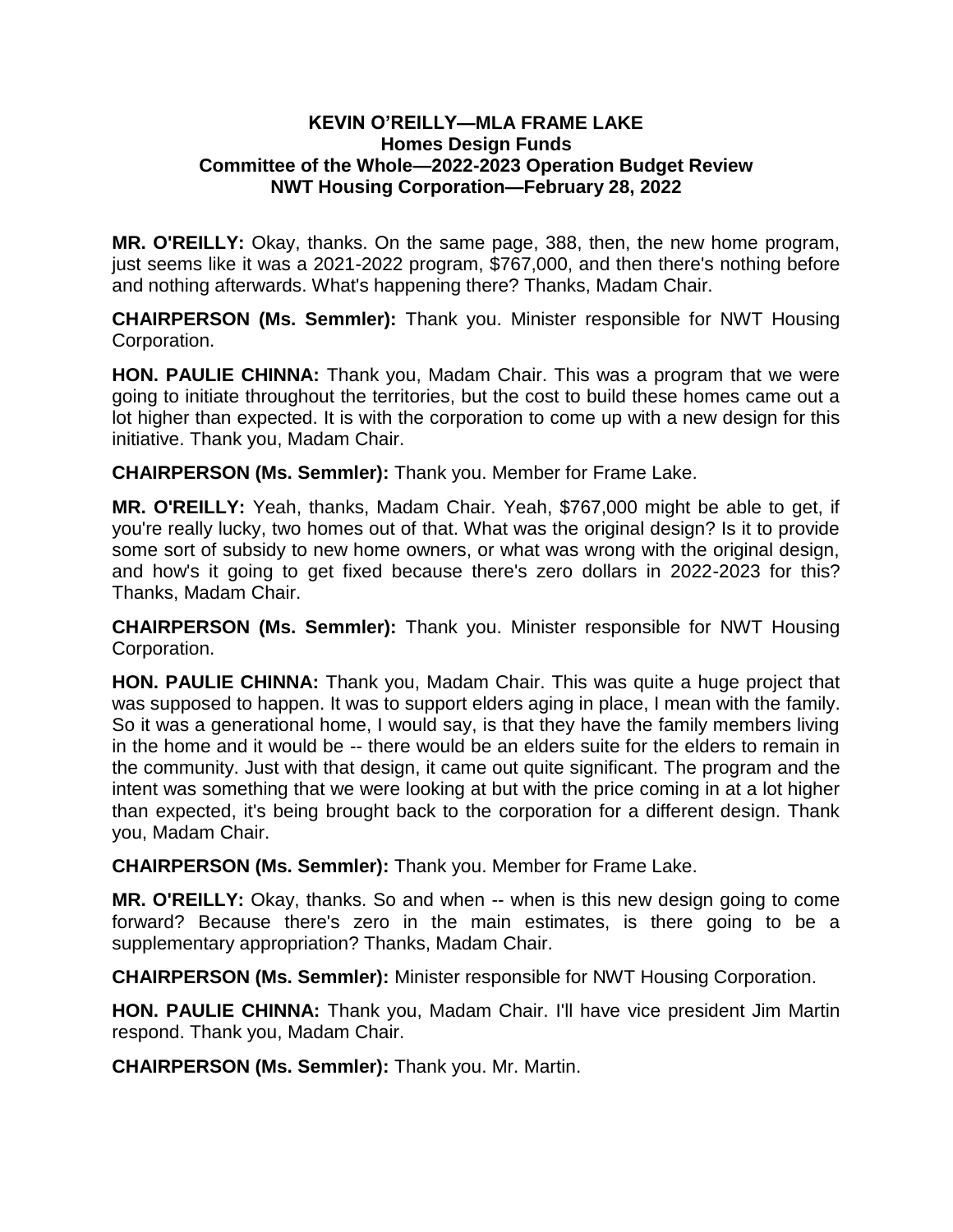**KEVIN O'REILLY—MLA FRAME LAKE**
**Homes Design Funds**
**Committee of the Whole—2022-2023 Operation Budget Review**
**NWT Housing Corporation—February 28, 2022**

**MR. O'REILLY:** Okay, thanks. On the same page, 388, then, the new home program, just seems like it was a 2021-2022 program, $767,000, and then there's nothing before and nothing afterwards. What's happening there? Thanks, Madam Chair.

**CHAIRPERSON (Ms. Semmler):** Thank you. Minister responsible for NWT Housing Corporation.

**HON. PAULIE CHINNA:** Thank you, Madam Chair. This was a program that we were going to initiate throughout the territories, but the cost to build these homes came out a lot higher than expected. It is with the corporation to come up with a new design for this initiative. Thank you, Madam Chair.

**CHAIRPERSON (Ms. Semmler):** Thank you. Member for Frame Lake.

**MR. O'REILLY:** Yeah, thanks, Madam Chair. Yeah, $767,000 might be able to get, if you're really lucky, two homes out of that. What was the original design? Is it to provide some sort of subsidy to new home owners, or what was wrong with the original design, and how's it going to get fixed because there's zero dollars in 2022-2023 for this? Thanks, Madam Chair.

**CHAIRPERSON (Ms. Semmler):** Thank you. Minister responsible for NWT Housing Corporation.

**HON. PAULIE CHINNA:** Thank you, Madam Chair. This was quite a huge project that was supposed to happen. It was to support elders aging in place, I mean with the family. So it was a generational home, I would say, is that they have the family members living in the home and it would be -- there would be an elders suite for the elders to remain in the community. Just with that design, it came out quite significant. The program and the intent was something that we were looking at but with the price coming in at a lot higher than expected, it's being brought back to the corporation for a different design. Thank you, Madam Chair.

**CHAIRPERSON (Ms. Semmler):** Thank you. Member for Frame Lake.

**MR. O'REILLY:** Okay, thanks. So and when -- when is this new design going to come forward? Because there's zero in the main estimates, is there going to be a supplementary appropriation? Thanks, Madam Chair.

**CHAIRPERSON (Ms. Semmler):** Minister responsible for NWT Housing Corporation.

**HON. PAULIE CHINNA:** Thank you, Madam Chair. I'll have vice president Jim Martin respond. Thank you, Madam Chair.

**CHAIRPERSON (Ms. Semmler):** Thank you. Mr. Martin.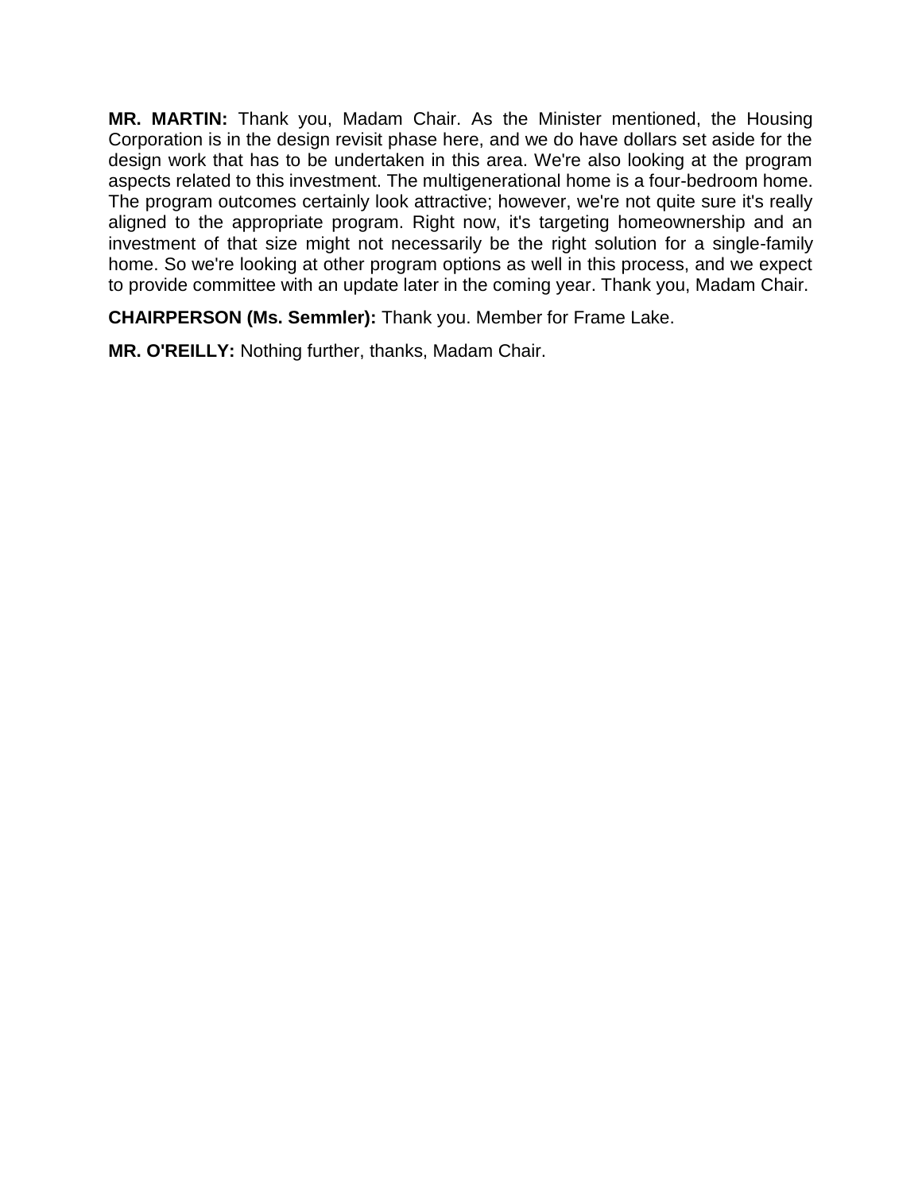**MR. MARTIN:** Thank you, Madam Chair. As the Minister mentioned, the Housing Corporation is in the design revisit phase here, and we do have dollars set aside for the design work that has to be undertaken in this area. We're also looking at the program aspects related to this investment. The multigenerational home is a four-bedroom home. The program outcomes certainly look attractive; however, we're not quite sure it's really aligned to the appropriate program. Right now, it's targeting homeownership and an investment of that size might not necessarily be the right solution for a single-family home. So we're looking at other program options as well in this process, and we expect to provide committee with an update later in the coming year. Thank you, Madam Chair.

**CHAIRPERSON (Ms. Semmler):** Thank you. Member for Frame Lake.

**MR. O'REILLY:** Nothing further, thanks, Madam Chair.